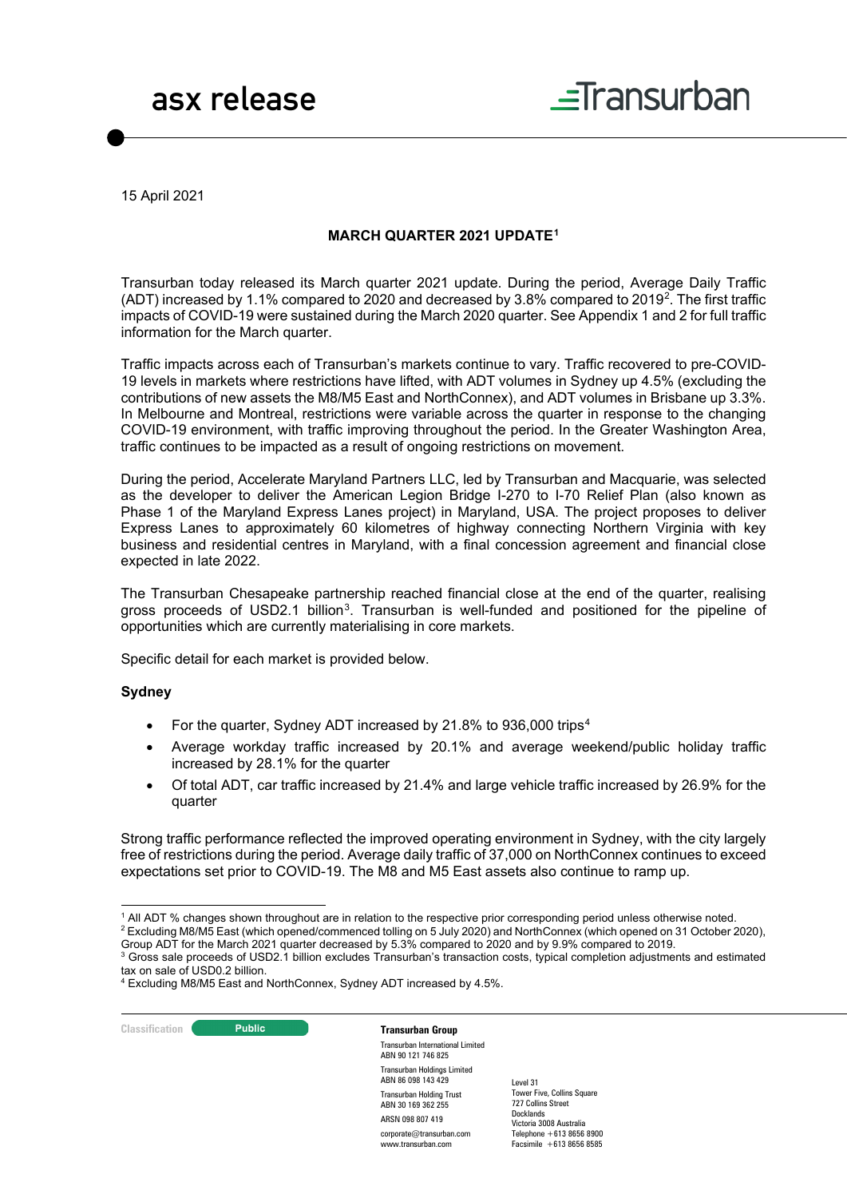asx release

15 April 2021

## MARCH QUARTER 2021 UPDATE[1]

Transurban today released its March quarter 2021 update. During the period, Average Daily Traffic (ADT) increased by 1.1% compared to 2020 and decreased by 3.8% compared to 2019[2]. The first traffic impacts of COVID-19 were sustained during the March 2020 quarter. See Appendix 1 and 2 for full traffic information for the March quarter.

Traffic impacts across each of Transurban's markets continue to vary. Traffic recovered to pre-COVID-19 levels in markets where restrictions have lifted, with ADT volumes in Sydney up 4.5% (excluding the contributions of new assets the M8/M5 East and NorthConnex), and ADT volumes in Brisbane up 3.3%. In Melbourne and Montreal, restrictions were variable across the quarter in response to the changing COVID-19 environment, with traffic improving throughout the period. In the Greater Washington Area, traffic continues to be impacted as a result of ongoing restrictions on movement.

During the period, Accelerate Maryland Partners LLC, led by Transurban and Macquarie, was selected as the developer to deliver the American Legion Bridge I-270 to I-70 Relief Plan (also known as Phase 1 of the Maryland Express Lanes project) in Maryland, USA. The project proposes to deliver Express Lanes to approximately 60 kilometres of highway connecting Northern Virginia with key business and residential centres in Maryland, with a final concession agreement and financial close expected in late 2022.

The Transurban Chesapeake partnership reached financial close at the end of the quarter, realising gross proceeds of USD2.1 billion[3]. Transurban is well-funded and positioned for the pipeline of opportunities which are currently materialising in core markets.

Specific detail for each market is provided below.

### Sydney

- For the quarter, Sydney ADT increased by 21.8% to 936,000 trips[4]
- Average workday traffic increased by 20.1% and average weekend/public holiday traffic increased by 28.1% for the quarter
- Of total ADT, car traffic increased by 21.4% and large vehicle traffic increased by 26.9% for the quarter

Strong traffic performance reflected the improved operating environment in Sydney, with the city largely free of restrictions during the period. Average daily traffic of 37,000 on NorthConnex continues to exceed expectations set prior to COVID-19. The M8 and M5 East assets also continue to ramp up.

---

[1] All ADT % changes shown throughout are in relation to the respective prior corresponding period unless otherwise noted.

[2] Excluding M8/M5 East (which opened/commenced tolling on 5 July 2020) and NorthConnex (which opened on 31 October 2020), Group ADT for the March 2021 quarter decreased by 5.3% compared to 2020 and by 9.9% compared to 2019.

[3] Gross sale proceeds of USD2.1 billion excludes Transurban's transaction costs, typical completion adjustments and estimated tax on sale of USD0.2 billion.

[4] Excluding M8/M5 East and NorthConnex, Sydney ADT increased by 4.5%.

Classification: Public

**Transurban Group**

Transurban International Limited
ABN 90 121 746 825

Transurban Holdings Limited
ABN 86 098 143 429

Transurban Holding Trust
ABN 30 169 362 255

ARSN 098 807 419

corporate@transurban.com
www.transurban.com

Level 31
Tower Five, Collins Square
727 Collins Street
Docklands
Victoria 3008 Australia
Telephone +613 8656 8900
Facsimile +613 8656 8585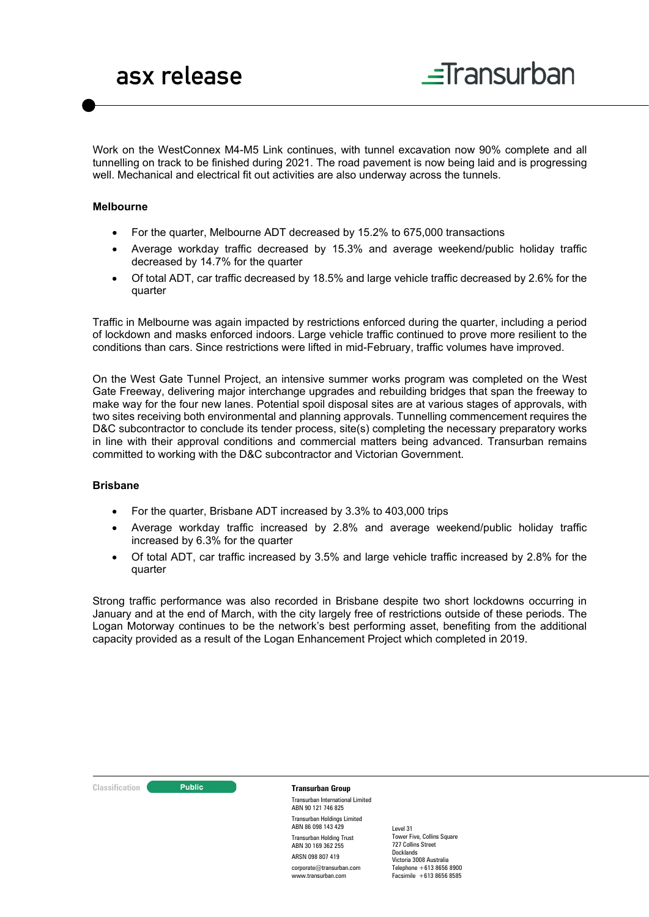Work on the WestConnex M4-M5 Link continues, with tunnel excavation now 90% complete and all tunnelling on track to be finished during 2021. The road pavement is now being laid and is progressing well. Mechanical and electrical fit out activities are also underway across the tunnels.

**Melbourne**

- For the quarter, Melbourne ADT decreased by 15.2% to 675,000 transactions
- Average workday traffic decreased by 15.3% and average weekend/public holiday traffic decreased by 14.7% for the quarter
- Of total ADT, car traffic decreased by 18.5% and large vehicle traffic decreased by 2.6% for the quarter

Traffic in Melbourne was again impacted by restrictions enforced during the quarter, including a period of lockdown and masks enforced indoors. Large vehicle traffic continued to prove more resilient to the conditions than cars. Since restrictions were lifted in mid-February, traffic volumes have improved.

On the West Gate Tunnel Project, an intensive summer works program was completed on the West Gate Freeway, delivering major interchange upgrades and rebuilding bridges that span the freeway to make way for the four new lanes. Potential spoil disposal sites are at various stages of approvals, with two sites receiving both environmental and planning approvals. Tunnelling commencement requires the D&C subcontractor to conclude its tender process, site(s) completing the necessary preparatory works in line with their approval conditions and commercial matters being advanced. Transurban remains committed to working with the D&C subcontractor and Victorian Government.

**Brisbane**

- For the quarter, Brisbane ADT increased by 3.3% to 403,000 trips
- Average workday traffic increased by 2.8% and average weekend/public holiday traffic increased by 6.3% for the quarter
- Of total ADT, car traffic increased by 3.5% and large vehicle traffic increased by 2.8% for the quarter

Strong traffic performance was also recorded in Brisbane despite two short lockdowns occurring in January and at the end of March, with the city largely free of restrictions outside of these periods. The Logan Motorway continues to be the network's best performing asset, benefiting from the additional capacity provided as a result of the Logan Enhancement Project which completed in 2019.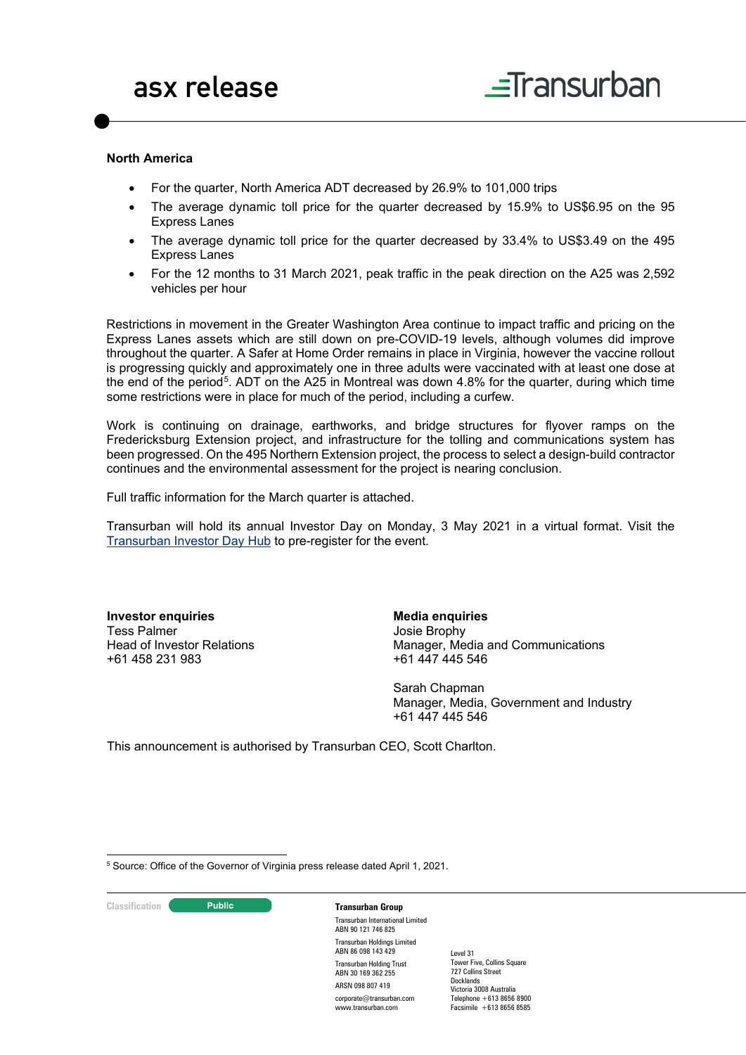## North America

- For the quarter, North America ADT decreased by 26.9% to 101,000 trips
- The average dynamic toll price for the quarter decreased by 15.9% to US$6.95 on the 95 Express Lanes
- The average dynamic toll price for the quarter decreased by 33.4% to US$3.49 on the 495 Express Lanes
- For the 12 months to 31 March 2021, peak traffic in the peak direction on the A25 was 2,592 vehicles per hour

Restrictions in movement in the Greater Washington Area continue to impact traffic and pricing on the Express Lanes assets which are still down on pre-COVID-19 levels, although volumes did improve throughout the quarter. A Safer at Home Order remains in place in Virginia, however the vaccine rollout is progressing quickly and approximately one in three adults were vaccinated with at least one dose at the end of the period[5]. ADT on the A25 in Montreal was down 4.8% for the quarter, during which time some restrictions were in place for much of the period, including a curfew.

Work is continuing on drainage, earthworks, and bridge structures for flyover ramps on the Fredericksburg Extension project, and infrastructure for the tolling and communications system has been progressed. On the 495 Northern Extension project, the process to select a design-build contractor continues and the environmental assessment for the project is nearing conclusion.

Full traffic information for the March quarter is attached.

Transurban will hold its annual Investor Day on Monday, 3 May 2021 in a virtual format. Visit the Transurban Investor Day Hub to pre-register for the event.

**Investor enquiries**
Tess Palmer
Head of Investor Relations
+61 458 231 983

**Media enquiries**
Josie Brophy
Manager, Media and Communications
+61 447 445 546

Sarah Chapman
Manager, Media, Government and Industry
+61 447 445 546

This announcement is authorised by Transurban CEO, Scott Charlton.

[5] Source: Office of the Governor of Virginia press release dated April 1, 2021.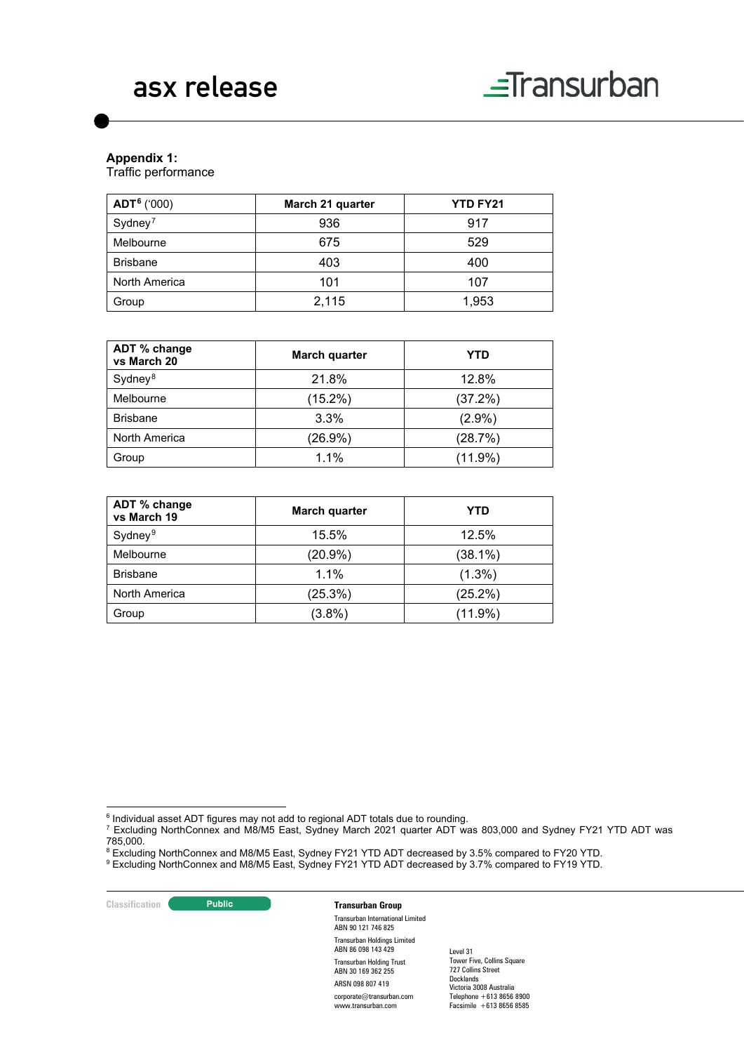**Appendix 1:**
Traffic performance

| ADT[6] ('000) | March 21 quarter | YTD FY21 |
|---|---|---|
| Sydney[7] | 936 | 917 |
| Melbourne | 675 | 529 |
| Brisbane | 403 | 400 |
| North America | 101 | 107 |
| Group | 2,115 | 1,953 |

| ADT % change vs March 20 | March quarter | YTD |
|---|---|---|
| Sydney[8] | 21.8% | 12.8% |
| Melbourne | (15.2%) | (37.2%) |
| Brisbane | 3.3% | (2.9%) |
| North America | (26.9%) | (28.7%) |
| Group | 1.1% | (11.9%) |

| ADT % change vs March 19 | March quarter | YTD |
|---|---|---|
| Sydney[9] | 15.5% | 12.5% |
| Melbourne | (20.9%) | (38.1%) |
| Brisbane | 1.1% | (1.3%) |
| North America | (25.3%) | (25.2%) |
| Group | (3.8%) | (11.9%) |

[6] Individual asset ADT figures may not add to regional ADT totals due to rounding.
[7] Excluding NorthConnex and M8/M5 East, Sydney March 2021 quarter ADT was 803,000 and Sydney FY21 YTD ADT was 785,000.
[8] Excluding NorthConnex and M8/M5 East, Sydney FY21 YTD ADT decreased by 3.5% compared to FY20 YTD.
[9] Excluding NorthConnex and M8/M5 East, Sydney FY21 YTD ADT decreased by 3.7% compared to FY19 YTD.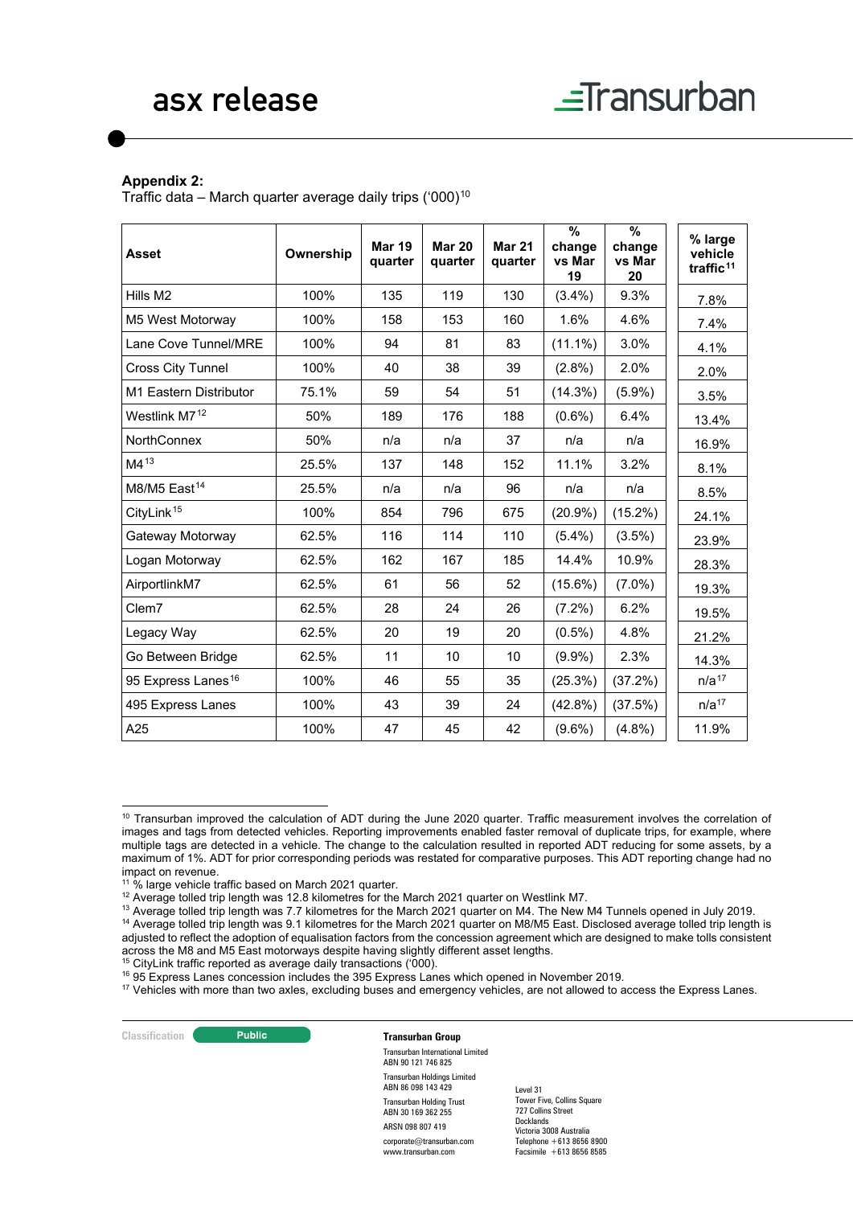**Appendix 2:**
Traffic data – March quarter average daily trips ('000)[10]

| Asset | Ownership | Mar 19 quarter | Mar 20 quarter | Mar 21 quarter | % change vs Mar 19 | % change vs Mar 20 | % large vehicle traffic[11] |
|---|---|---|---|---|---|---|---|
| Hills M2 | 100% | 135 | 119 | 130 | (3.4%) | 9.3% | 7.8% |
| M5 West Motorway | 100% | 158 | 153 | 160 | 1.6% | 4.6% | 7.4% |
| Lane Cove Tunnel/MRE | 100% | 94 | 81 | 83 | (11.1%) | 3.0% | 4.1% |
| Cross City Tunnel | 100% | 40 | 38 | 39 | (2.8%) | 2.0% | 2.0% |
| M1 Eastern Distributor | 75.1% | 59 | 54 | 51 | (14.3%) | (5.9%) | 3.5% |
| Westlink M7[12] | 50% | 189 | 176 | 188 | (0.6%) | 6.4% | 13.4% |
| NorthConnex | 50% | n/a | n/a | 37 | n/a | n/a | 16.9% |
| M4[13] | 25.5% | 137 | 148 | 152 | 11.1% | 3.2% | 8.1% |
| M8/M5 East[14] | 25.5% | n/a | n/a | 96 | n/a | n/a | 8.5% |
| CityLink[15] | 100% | 854 | 796 | 675 | (20.9%) | (15.2%) | 24.1% |
| Gateway Motorway | 62.5% | 116 | 114 | 110 | (5.4%) | (3.5%) | 23.9% |
| Logan Motorway | 62.5% | 162 | 167 | 185 | 14.4% | 10.9% | 28.3% |
| AirportlinkM7 | 62.5% | 61 | 56 | 52 | (15.6%) | (7.0%) | 19.3% |
| Clem7 | 62.5% | 28 | 24 | 26 | (7.2%) | 6.2% | 19.5% |
| Legacy Way | 62.5% | 20 | 19 | 20 | (0.5%) | 4.8% | 21.2% |
| Go Between Bridge | 62.5% | 11 | 10 | 10 | (9.9%) | 2.3% | 14.3% |
| 95 Express Lanes[16] | 100% | 46 | 55 | 35 | (25.3%) | (37.2%) | n/a[17] |
| 495 Express Lanes | 100% | 43 | 39 | 24 | (42.8%) | (37.5%) | n/a[17] |
| A25 | 100% | 47 | 45 | 42 | (9.6%) | (4.8%) | 11.9% |

[10] Transurban improved the calculation of ADT during the June 2020 quarter. Traffic measurement involves the correlation of images and tags from detected vehicles. Reporting improvements enabled faster removal of duplicate trips, for example, where multiple tags are detected in a vehicle. The change to the calculation resulted in reported ADT reducing for some assets, by a maximum of 1%. ADT for prior corresponding periods was restated for comparative purposes. This ADT reporting change had no impact on revenue.

[11] % large vehicle traffic based on March 2021 quarter.

[12] Average tolled trip length was 12.8 kilometres for the March 2021 quarter on Westlink M7.

[13] Average tolled trip length was 7.7 kilometres for the March 2021 quarter on M4. The New M4 Tunnels opened in July 2019.

[14] Average tolled trip length was 9.1 kilometres for the March 2021 quarter on M8/M5 East. Disclosed average tolled trip length is adjusted to reflect the adoption of equalisation factors from the concession agreement which are designed to make tolls consistent across the M8 and M5 East motorways despite having slightly different asset lengths.

[15] CityLink traffic reported as average daily transactions ('000).

[16] 95 Express Lanes concession includes the 395 Express Lanes which opened in November 2019.

[17] Vehicles with more than two axles, excluding buses and emergency vehicles, are not allowed to access the Express Lanes.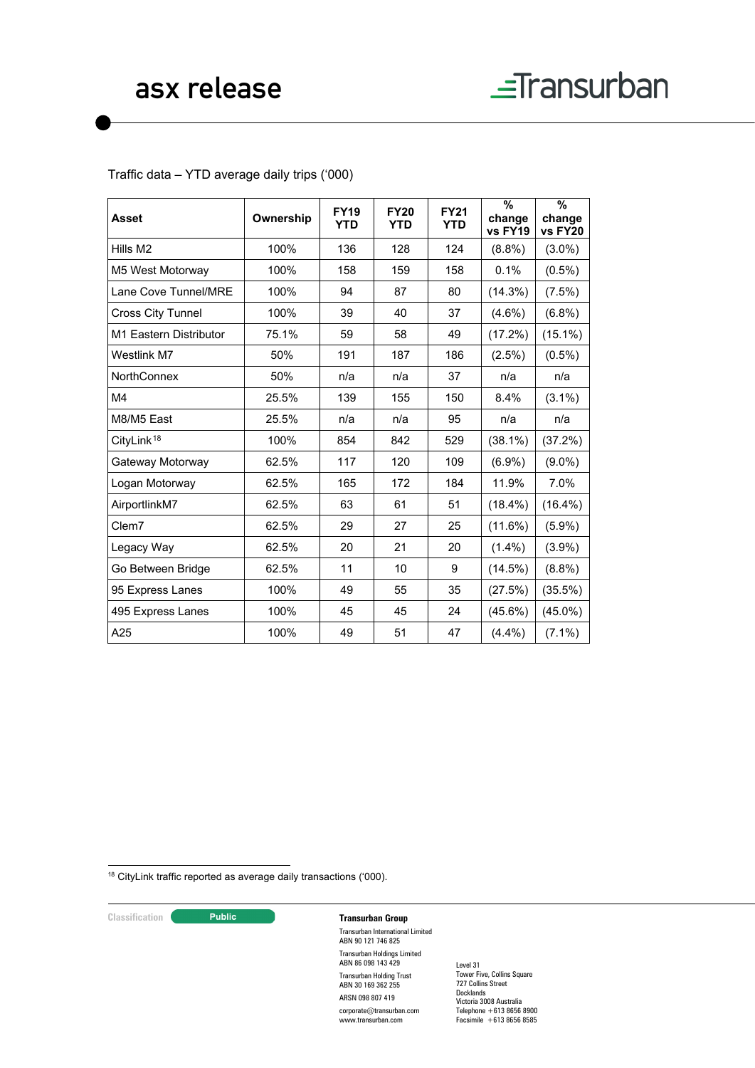Traffic data – YTD average daily trips ('000)

| Asset | Ownership | FY19 YTD | FY20 YTD | FY21 YTD | % change vs FY19 | % change vs FY20 |
|---|---|---|---|---|---|---|
| Hills M2 | 100% | 136 | 128 | 124 | (8.8%) | (3.0%) |
| M5 West Motorway | 100% | 158 | 159 | 158 | 0.1% | (0.5%) |
| Lane Cove Tunnel/MRE | 100% | 94 | 87 | 80 | (14.3%) | (7.5%) |
| Cross City Tunnel | 100% | 39 | 40 | 37 | (4.6%) | (6.8%) |
| M1 Eastern Distributor | 75.1% | 59 | 58 | 49 | (17.2%) | (15.1%) |
| Westlink M7 | 50% | 191 | 187 | 186 | (2.5%) | (0.5%) |
| NorthConnex | 50% | n/a | n/a | 37 | n/a | n/a |
| M4 | 25.5% | 139 | 155 | 150 | 8.4% | (3.1%) |
| M8/M5 East | 25.5% | n/a | n/a | 95 | n/a | n/a |
| CityLink[18] | 100% | 854 | 842 | 529 | (38.1%) | (37.2%) |
| Gateway Motorway | 62.5% | 117 | 120 | 109 | (6.9%) | (9.0%) |
| Logan Motorway | 62.5% | 165 | 172 | 184 | 11.9% | 7.0% |
| AirportlinkM7 | 62.5% | 63 | 61 | 51 | (18.4%) | (16.4%) |
| Clem7 | 62.5% | 29 | 27 | 25 | (11.6%) | (5.9%) |
| Legacy Way | 62.5% | 20 | 21 | 20 | (1.4%) | (3.9%) |
| Go Between Bridge | 62.5% | 11 | 10 | 9 | (14.5%) | (8.8%) |
| 95 Express Lanes | 100% | 49 | 55 | 35 | (27.5%) | (35.5%) |
| 495 Express Lanes | 100% | 45 | 45 | 24 | (45.6%) | (45.0%) |
| A25 | 100% | 49 | 51 | 47 | (4.4%) | (7.1%) |

[18] CityLink traffic reported as average daily transactions ('000).